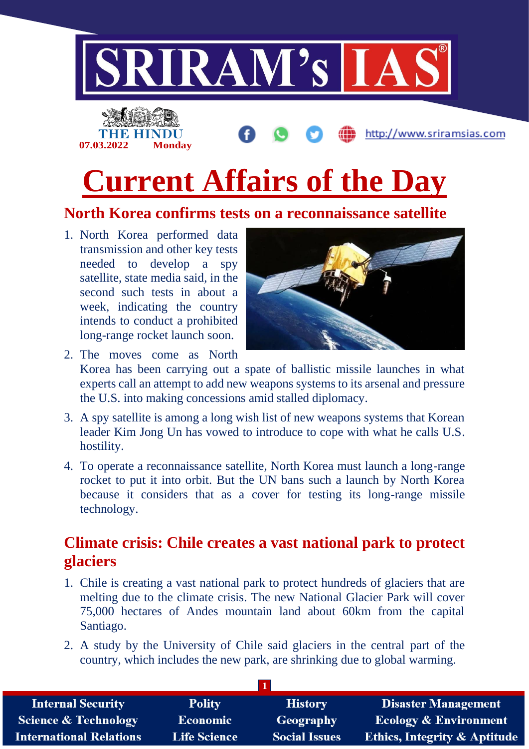THE HINDU

07.03.2022 Monday

http://www.sriramsias.com

# Current Affairs of the Day

## North Korea confirms tests on a reconnaissance satellite

1. North Korea performed data transmission and other key tests needed to develop a spy satellite, state media said, in the second such tests in about a week, indicating the country intends to conduct a prohibited long-range rocket launch soon.
2. The moves come as North Korea has been carrying out a spate of ballistic missile launches in what experts call an attempt to add new weapons systems to its arsenal and pressure the U.S. into making concessions amid stalled diplomacy.
3. A spy satellite is among a long wish list of new weapons systems that Korean leader Kim Jong Un has vowed to introduce to cope with what he calls U.S. hostility.
4. To operate a reconnaissance satellite, North Korea must launch a long-range rocket to put it into orbit. But the UN bans such a launch by North Korea because it considers that as a cover for testing its long-range missile technology.

## Climate crisis: Chile creates a vast national park to protect glaciers

1. Chile is creating a vast national park to protect hundreds of glaciers that are melting due to the climate crisis. The new National Glacier Park will cover 75,000 hectares of Andes mountain land about 60km from the capital Santiago.
2. A study by the University of Chile said glaciers in the central part of the country, which includes the new park, are shrinking due to global warming.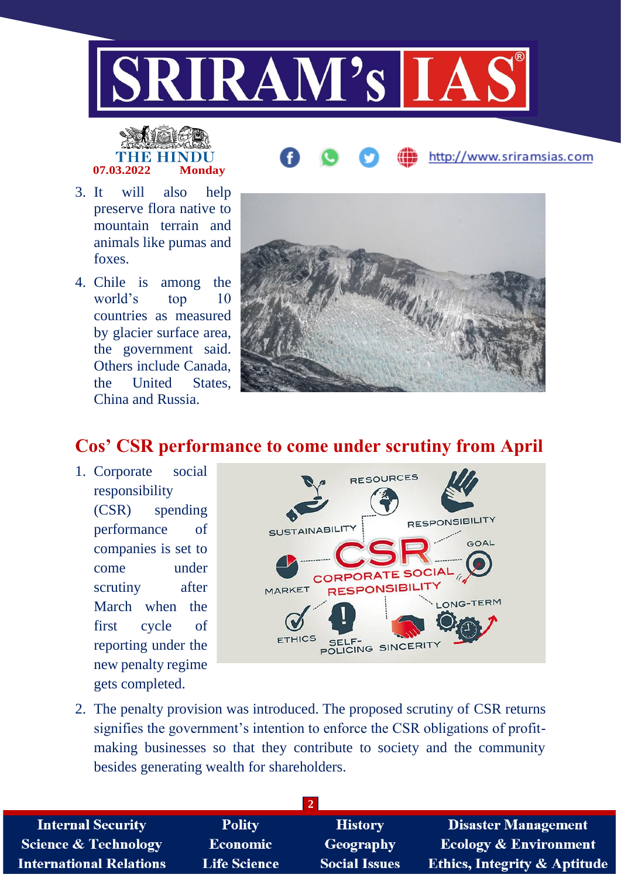3. It will also help preserve flora native to mountain terrain and animals like pumas and foxes.
4. Chile is among the world's top 10 countries as measured by glacier surface area, the government said. Others include Canada, the United States, China and Russia.

## Cos' CSR performance to come under scrutiny from April

1. Corporate social responsibility (CSR) spending performance of companies is set to come under scrutiny after March when the first cycle of reporting under the new penalty regime gets completed.
2. The penalty provision was introduced. The proposed scrutiny of CSR returns signifies the government's intention to enforce the CSR obligations of profit-making businesses so that they contribute to society and the community besides generating wealth for shareholders.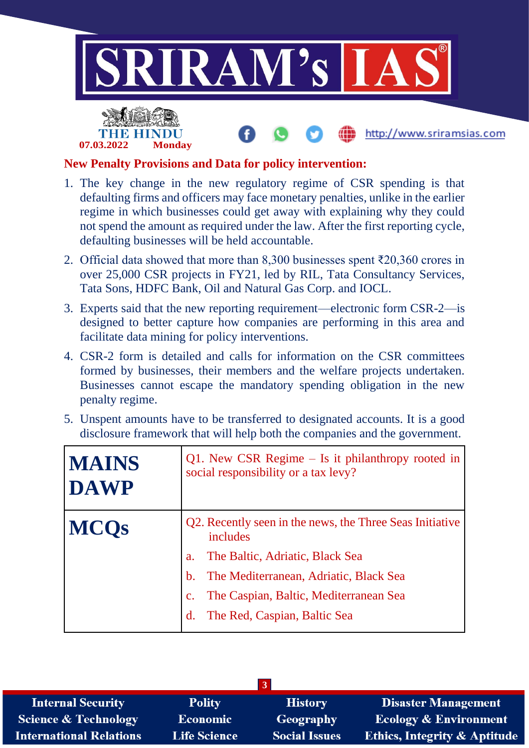## New Penalty Provisions and Data for policy intervention:

1. The key change in the new regulatory regime of CSR spending is that defaulting firms and officers may face monetary penalties, unlike in the earlier regime in which businesses could get away with explaining why they could not spend the amount as required under the law. After the first reporting cycle, defaulting businesses will be held accountable.
2. Official data showed that more than 8,300 businesses spent ₹20,360 crores in over 25,000 CSR projects in FY21, led by RIL, Tata Consultancy Services, Tata Sons, HDFC Bank, Oil and Natural Gas Corp. and IOCL.
3. Experts said that the new reporting requirement—electronic form CSR-2—is designed to better capture how companies are performing in this area and facilitate data mining for policy interventions.
4. CSR-2 form is detailed and calls for information on the CSR committees formed by businesses, their members and the welfare projects undertaken. Businesses cannot escape the mandatory spending obligation in the new penalty regime.
5. Unspent amounts have to be transferred to designated accounts. It is a good disclosure framework that will help both the companies and the government.

| | |
|---|---|
| **MAINS DAWP** | Q1. New CSR Regime – Is it philanthropy rooted in social responsibility or a tax levy? |
| **MCQs** | Q2. Recently seen in the news, the Three Seas Initiative includes<br>a. The Baltic, Adriatic, Black Sea<br>b. The Mediterranean, Adriatic, Black Sea<br>c. The Caspian, Baltic, Mediterranean Sea<br>d. The Red, Caspian, Baltic Sea |